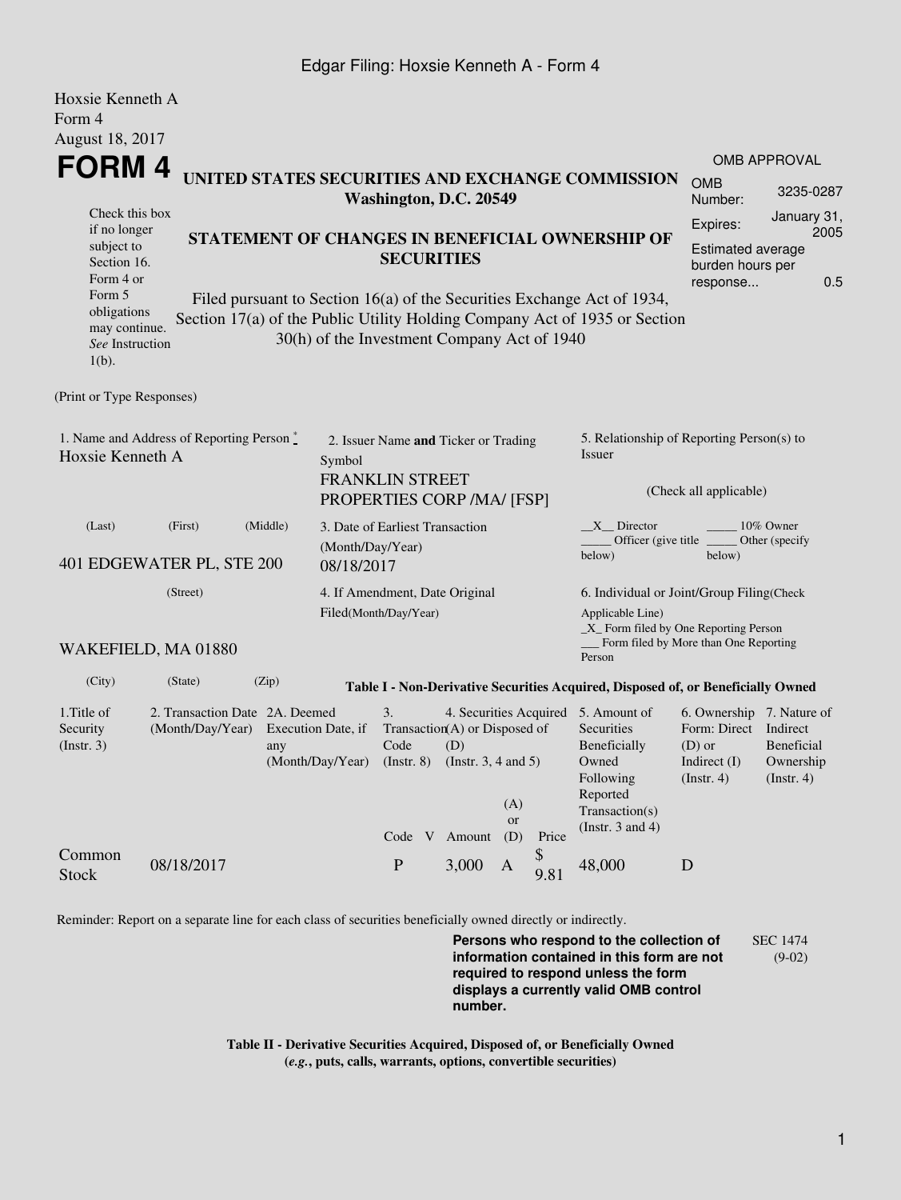Hoxsie Kenneth A
Form 4
August 18, 2017

# FORM 4

Check this box if no longer subject to Section 16. Form 4 or Form 5 obligations may continue. *See* Instruction 1(b).

**UNITED STATES SECURITIES AND EXCHANGE COMMISSION**
**Washington, D.C. 20549**

**STATEMENT OF CHANGES IN BENEFICIAL OWNERSHIP OF SECURITIES**

Filed pursuant to Section 16(a) of the Securities Exchange Act of 1934, Section 17(a) of the Public Utility Holding Company Act of 1935 or Section 30(h) of the Investment Company Act of 1940

| OMB APPROVAL | |
|---|---|
| OMB Number: | 3235-0287 |
| Expires: | January 31, 2005 |
| Estimated average burden hours per response... | 0.5 |

(Print or Type Responses)

1. Name and Address of Reporting Person *
Hoxsie Kenneth A
(Last) (First) (Middle)
401 EDGEWATER PL, STE 200
(Street)
WAKEFIELD, MA 01880
(City) (State) (Zip)

2. Issuer Name **and** Ticker or Trading Symbol
FRANKLIN STREET PROPERTIES CORP /MA/ [FSP]

3. Date of Earliest Transaction (Month/Day/Year)
08/18/2017

4. If Amendment, Date Original Filed(Month/Day/Year)

5. Relationship of Reporting Person(s) to Issuer
(Check all applicable)
__X__ Director _____ 10% Owner
_____ Officer (give title below) _____ Other (specify below)

6. Individual or Joint/Group Filing(Check Applicable Line)
_X_ Form filed by One Reporting Person
___ Form filed by More than One Reporting Person

**Table I - Non-Derivative Securities Acquired, Disposed of, or Beneficially Owned**

| 1.Title of Security (Instr. 3) | 2. Transaction Date (Month/Day/Year) | 2A. Deemed Execution Date, if any (Month/Day/Year) | 3. Transaction Code (Instr. 8) | | 4. Securities Acquired (A) or Disposed of (D) (Instr. 3, 4 and 5) | | | 5. Amount of Securities Beneficially Owned Following Reported Transaction(s) (Instr. 3 and 4) | 6. Ownership Form: Direct (D) or Indirect (I) (Instr. 4) | 7. Nature of Indirect Beneficial Ownership (Instr. 4) |
|---|---|---|---|---|---|---|---|---|---|---|
| | | | Code | V | Amount | (A) or (D) | Price | | | |
| Common Stock | 08/18/2017 | | P | | 3,000 | A | $ 9.81 | 48,000 | D | |

Reminder: Report on a separate line for each class of securities beneficially owned directly or indirectly.

**Persons who respond to the collection of information contained in this form are not required to respond unless the form displays a currently valid OMB control number.**

SEC 1474 (9-02)

**Table II - Derivative Securities Acquired, Disposed of, or Beneficially Owned**
**(*e.g.*, puts, calls, warrants, options, convertible securities)**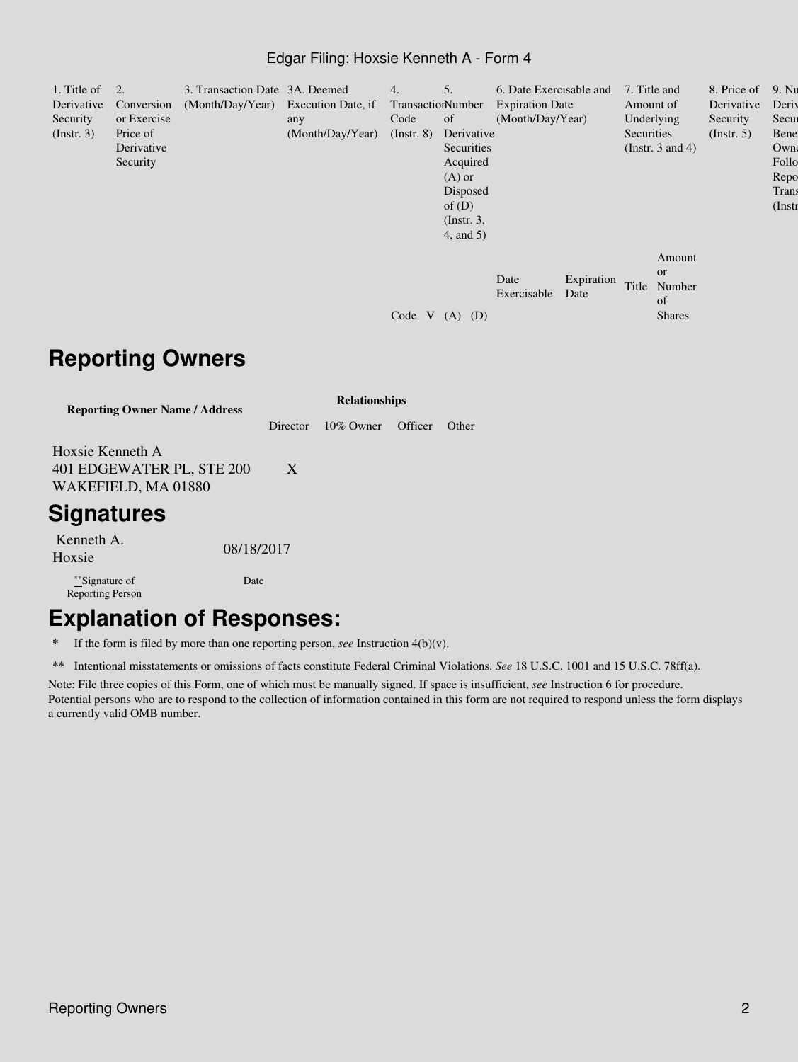| 1. Title of Derivative Security (Instr. 3) | 2. Conversion or Exercise Price of Derivative Security | 3. Transaction Date (Month/Day/Year) | 3A. Deemed Execution Date, if any (Month/Day/Year) | 4. Transaction Code (Instr. 8) | | 5. Number of Derivative Securities Acquired (A) or Disposed of (D) (Instr. 3, 4, and 5) | | 6. Date Exercisable and Expiration Date (Month/Day/Year) | | 7. Title and Amount of Underlying Securities (Instr. 3 and 4) | | 8. Price of Derivative Security (Instr. 5) | 9. Nu Deriv Secur Bene Owne Follo Repo Trans (Instr |
|---|---|---|---|---|---|---|---|---|---|---|---|---|---|
| | | | | Code | V | (A) | (D) | Date Exercisable | Expiration Date | Title | Amount or Number of Shares | | |

# Reporting Owners

| Reporting Owner Name / Address | Relationships | | | |
|---|---|---|---|---|
| | Director | 10% Owner | Officer | Other |
| Hoxsie Kenneth A<br>401 EDGEWATER PL, STE 200<br>WAKEFIELD, MA 01880 | X | | | |

# Signatures

| Kenneth A. Hoxsie | 08/18/2017 |
|---|---|
| **Signature of Reporting Person | Date |

# Explanation of Responses:

\* If the form is filed by more than one reporting person, *see* Instruction 4(b)(v).

** Intentional misstatements or omissions of facts constitute Federal Criminal Violations. *See* 18 U.S.C. 1001 and 15 U.S.C. 78ff(a).

Note: File three copies of this Form, one of which must be manually signed. If space is insufficient, *see* Instruction 6 for procedure.

Potential persons who are to respond to the collection of information contained in this form are not required to respond unless the form displays a currently valid OMB number.